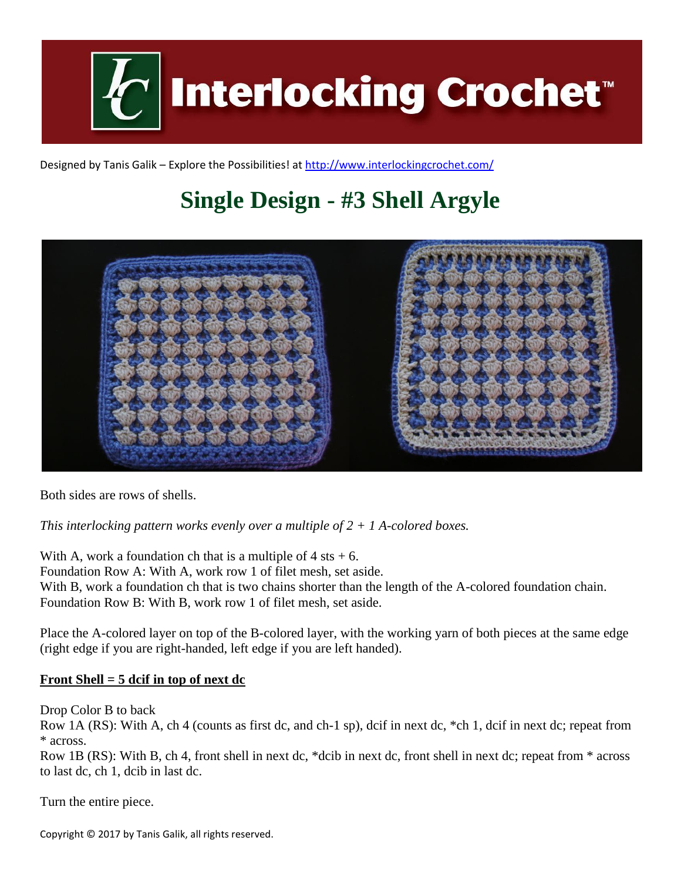# Interlocking Crochet™

Designed by Tanis Galik – Explore the Possibilities! at http://www.interlockingcrochet.com/

## Single Design - #3 Shell Argyle

Both sides are rows of shells.

*This interlocking pattern works evenly over a multiple of 2 + 1 A-colored boxes.*

With A, work a foundation ch that is a multiple of 4 sts + 6.
Foundation Row A: With A, work row 1 of filet mesh, set aside.
With B, work a foundation ch that is two chains shorter than the length of the A-colored foundation chain.
Foundation Row B: With B, work row 1 of filet mesh, set aside.

Place the A-colored layer on top of the B-colored layer, with the working yarn of both pieces at the same edge (right edge if you are right-handed, left edge if you are left handed).

**<u>Front Shell = 5 dcif in top of next dc</u>**

Drop Color B to back
Row 1A (RS): With A, ch 4 (counts as first dc, and ch-1 sp), dcif in next dc, *ch 1, dcif in next dc; repeat from * across.
Row 1B (RS): With B, ch 4, front shell in next dc, *dcib in next dc, front shell in next dc; repeat from * across to last dc, ch 1, dcib in last dc.

Turn the entire piece.

Copyright © 2017 by Tanis Galik, all rights reserved.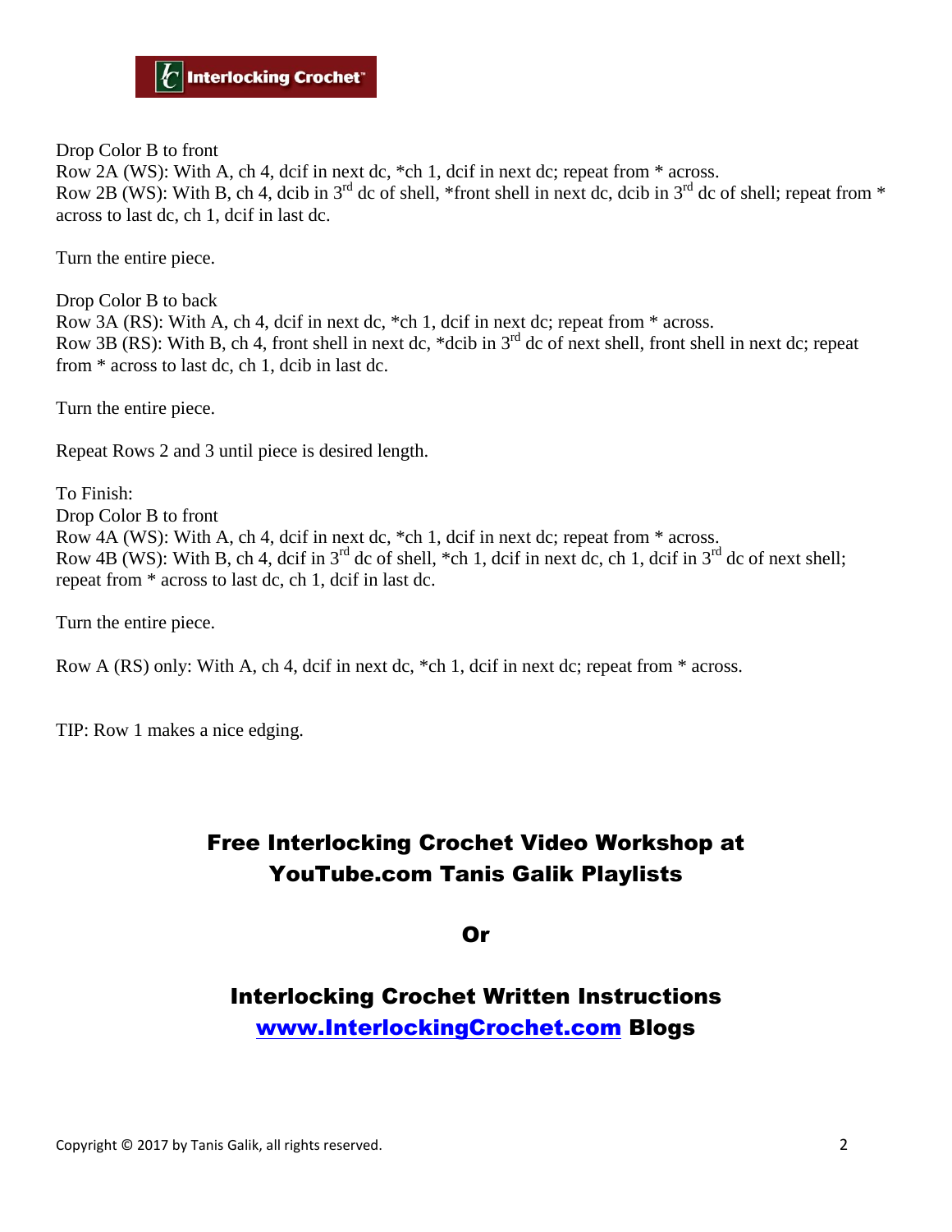Drop Color B to front
Row 2A (WS): With A, ch 4, dcif in next dc, *ch 1, dcif in next dc; repeat from * across.
Row 2B (WS): With B, ch 4, dcib in 3rd dc of shell, *front shell in next dc, dcib in 3rd dc of shell; repeat from * across to last dc, ch 1, dcif in last dc.

Turn the entire piece.

Drop Color B to back
Row 3A (RS): With A, ch 4, dcif in next dc, *ch 1, dcif in next dc; repeat from * across.
Row 3B (RS): With B, ch 4, front shell in next dc, *dcib in 3rd dc of next shell, front shell in next dc; repeat from * across to last dc, ch 1, dcib in last dc.

Turn the entire piece.

Repeat Rows 2 and 3 until piece is desired length.

To Finish:
Drop Color B to front
Row 4A (WS): With A, ch 4, dcif in next dc, *ch 1, dcif in next dc; repeat from * across.
Row 4B (WS): With B, ch 4, dcif in 3rd dc of shell, *ch 1, dcif in next dc, ch 1, dcif in 3rd dc of next shell; repeat from * across to last dc, ch 1, dcif in last dc.

Turn the entire piece.

Row A (RS) only: With A, ch 4, dcif in next dc, *ch 1, dcif in next dc; repeat from * across.

TIP: Row 1 makes a nice edging.

## Free Interlocking Crochet Video Workshop at YouTube.com Tanis Galik Playlists

## Or

## Interlocking Crochet Written Instructions [www.InterlockingCrochet.com](http://www.InterlockingCrochet.com) Blogs

Copyright © 2017 by Tanis Galik, all rights reserved.